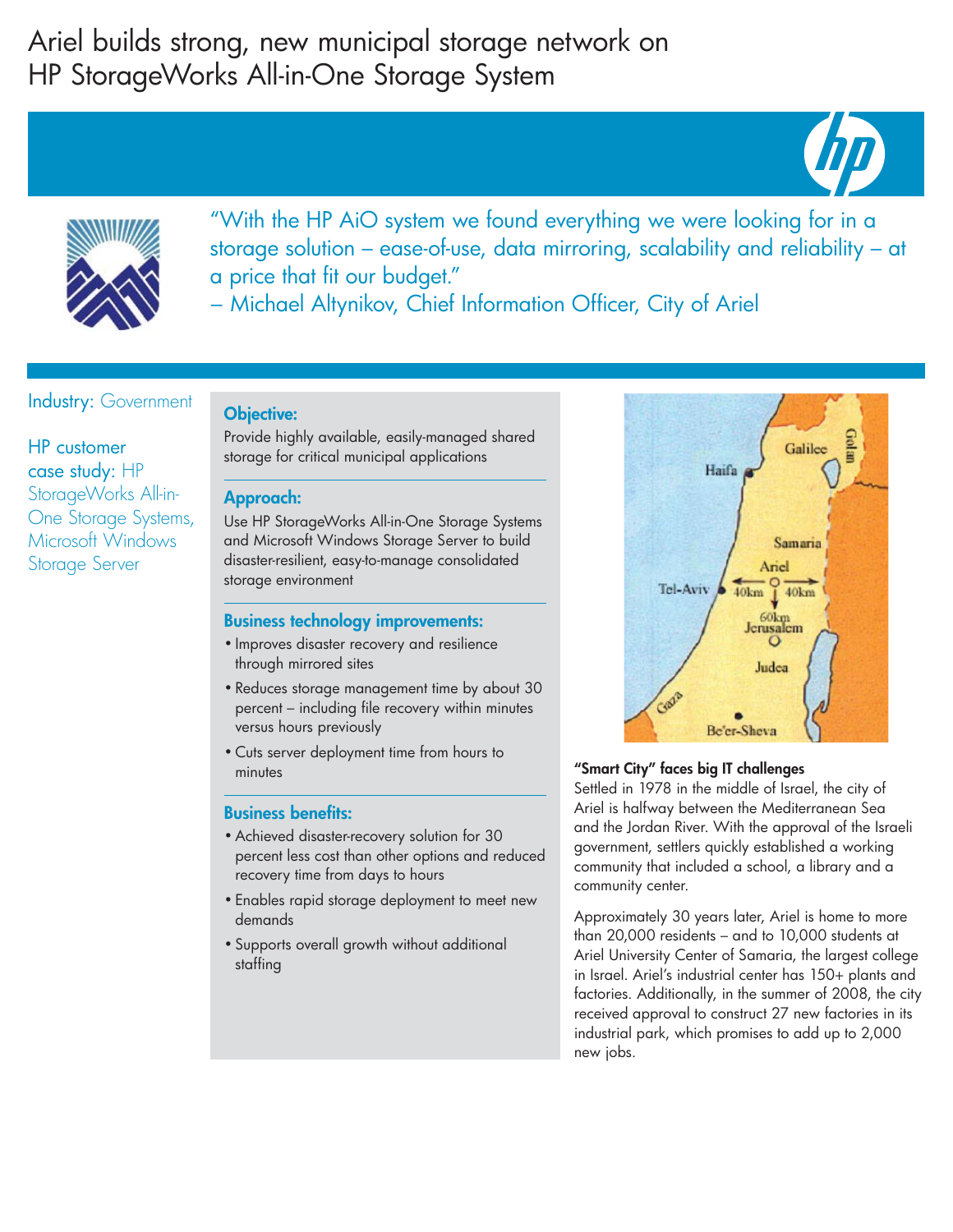# Ariel builds strong, new municipal storage network on HP StorageWorks All-in-One Storage System

"With the HP AiO system we found everything we were looking for in a storage solution – ease-of-use, data mirroring, scalability and reliability – at a price that fit our budget."
– Michael Altynikov, Chief Information Officer, City of Ariel

Industry: Government

HP customer case study: HP StorageWorks All-in-One Storage Systems, Microsoft Windows Storage Server

### Objective:

Provide highly available, easily-managed shared storage for critical municipal applications

### Approach:

Use HP StorageWorks All-in-One Storage Systems and Microsoft Windows Storage Server to build disaster-resilient, easy-to-manage consolidated storage environment

### Business technology improvements:

- Improves disaster recovery and resilience through mirrored sites
- Reduces storage management time by about 30 percent – including file recovery within minutes versus hours previously
- Cuts server deployment time from hours to minutes

### Business benefits:

- Achieved disaster-recovery solution for 30 percent less cost than other options and reduced recovery time from days to hours
- Enables rapid storage deployment to meet new demands
- Supports overall growth without additional staffing

### "Smart City" faces big IT challenges

Settled in 1978 in the middle of Israel, the city of Ariel is halfway between the Mediterranean Sea and the Jordan River. With the approval of the Israeli government, settlers quickly established a working community that included a school, a library and a community center.

Approximately 30 years later, Ariel is home to more than 20,000 residents – and to 10,000 students at Ariel University Center of Samaria, the largest college in Israel. Ariel's industrial center has 150+ plants and factories. Additionally, in the summer of 2008, the city received approval to construct 27 new factories in its industrial park, which promises to add up to 2,000 new jobs.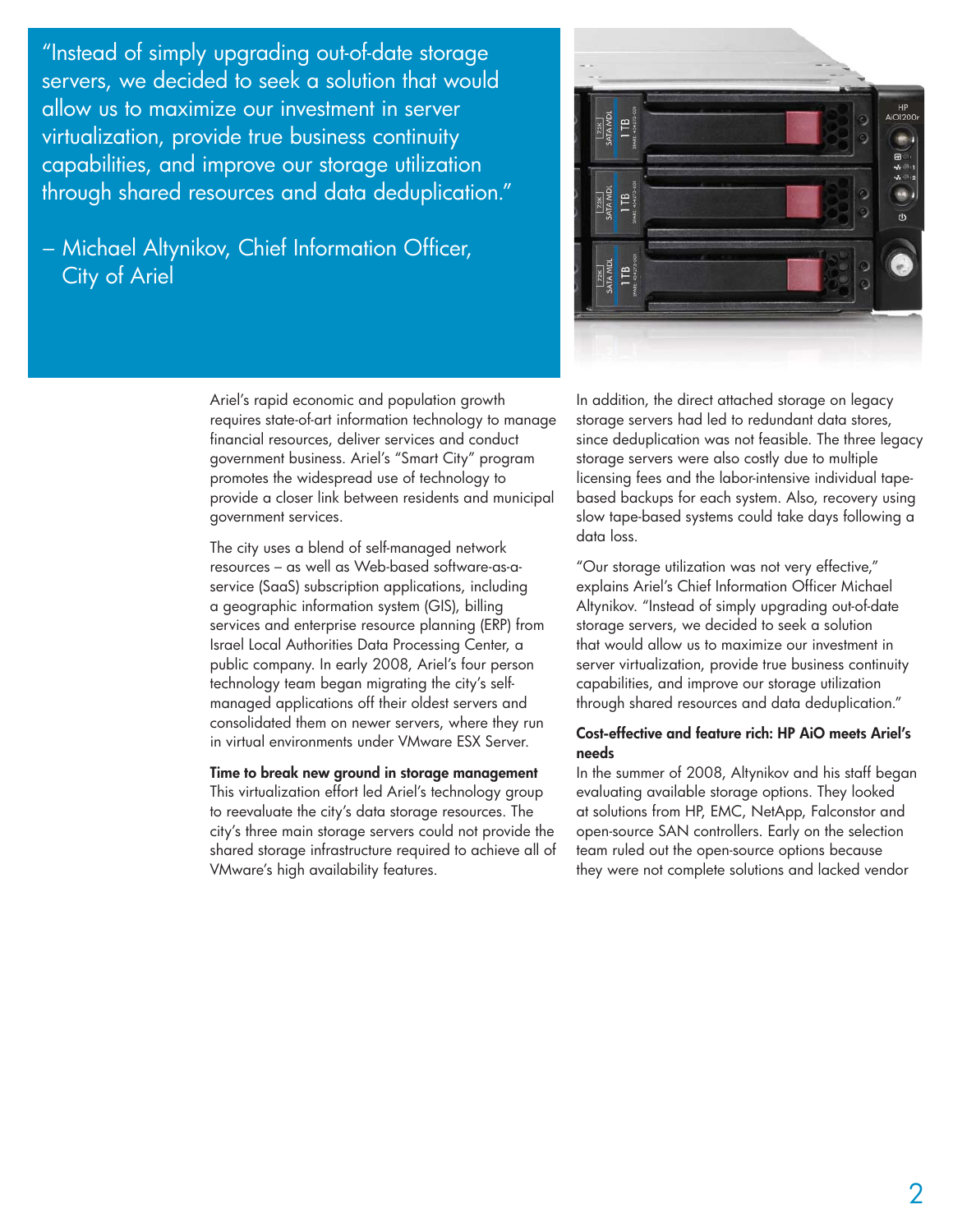> "Instead of simply upgrading out-of-date storage servers, we decided to seek a solution that would allow us to maximize our investment in server virtualization, provide true business continuity capabilities, and improve our storage utilization through shared resources and data deduplication."
>
> – Michael Altynikov, Chief Information Officer, City of Ariel

Ariel's rapid economic and population growth requires state-of-art information technology to manage financial resources, deliver services and conduct government business. Ariel's "Smart City" program promotes the widespread use of technology to provide a closer link between residents and municipal government services.

The city uses a blend of self-managed network resources – as well as Web-based software-as-a-service (SaaS) subscription applications, including a geographic information system (GIS), billing services and enterprise resource planning (ERP) from Israel Local Authorities Data Processing Center, a public company. In early 2008, Ariel's four person technology team began migrating the city's self-managed applications off their oldest servers and consolidated them on newer servers, where they run in virtual environments under VMware ESX Server.

**Time to break new ground in storage management**

This virtualization effort led Ariel's technology group to reevaluate the city's data storage resources. The city's three main storage servers could not provide the shared storage infrastructure required to achieve all of VMware's high availability features.

In addition, the direct attached storage on legacy storage servers had led to redundant data stores, since deduplication was not feasible. The three legacy storage servers were also costly due to multiple licensing fees and the labor-intensive individual tape-based backups for each system. Also, recovery using slow tape-based systems could take days following a data loss.

"Our storage utilization was not very effective," explains Ariel's Chief Information Officer Michael Altynikov. "Instead of simply upgrading out-of-date storage servers, we decided to seek a solution that would allow us to maximize our investment in server virtualization, provide true business continuity capabilities, and improve our storage utilization through shared resources and data deduplication."

**Cost-effective and feature rich: HP AiO meets Ariel's needs**

In the summer of 2008, Altynikov and his staff began evaluating available storage options. They looked at solutions from HP, EMC, NetApp, Falconstor and open-source SAN controllers. Early on the selection team ruled out the open-source options because they were not complete solutions and lacked vendor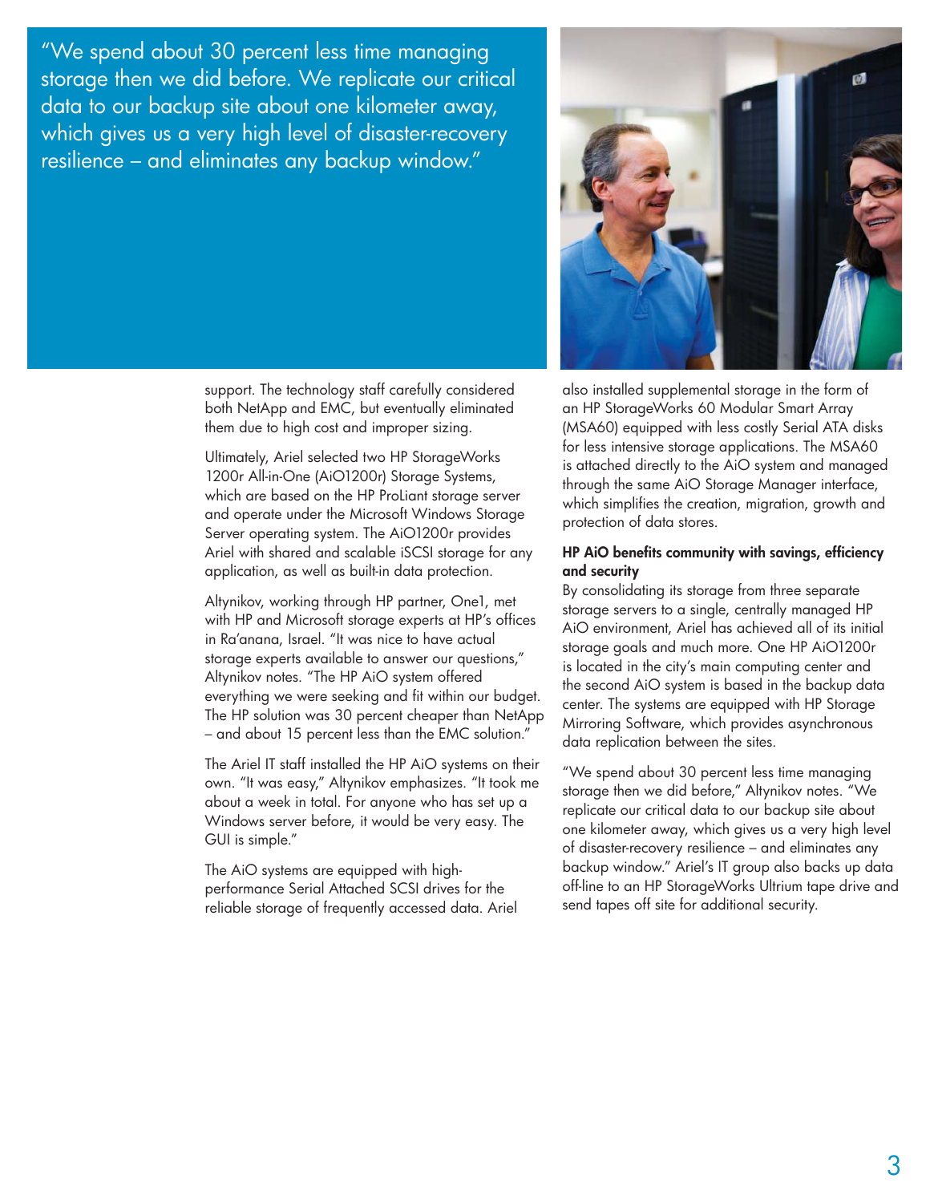"We spend about 30 percent less time managing storage then we did before. We replicate our critical data to our backup site about one kilometer away, which gives us a very high level of disaster-recovery resilience – and eliminates any backup window."

support. The technology staff carefully considered both NetApp and EMC, but eventually eliminated them due to high cost and improper sizing.

Ultimately, Ariel selected two HP StorageWorks 1200r All-in-One (AiO1200r) Storage Systems, which are based on the HP ProLiant storage server and operate under the Microsoft Windows Storage Server operating system. The AiO1200r provides Ariel with shared and scalable iSCSI storage for any application, as well as built-in data protection.

Altynikov, working through HP partner, One1, met with HP and Microsoft storage experts at HP's offices in Ra'anana, Israel. "It was nice to have actual storage experts available to answer our questions," Altynikov notes. "The HP AiO system offered everything we were seeking and fit within our budget. The HP solution was 30 percent cheaper than NetApp – and about 15 percent less than the EMC solution."

The Ariel IT staff installed the HP AiO systems on their own. "It was easy," Altynikov emphasizes. "It took me about a week in total. For anyone who has set up a Windows server before, it would be very easy. The GUI is simple."

The AiO systems are equipped with high-performance Serial Attached SCSI drives for the reliable storage of frequently accessed data. Ariel also installed supplemental storage in the form of an HP StorageWorks 60 Modular Smart Array (MSA60) equipped with less costly Serial ATA disks for less intensive storage applications. The MSA60 is attached directly to the AiO system and managed through the same AiO Storage Manager interface, which simplifies the creation, migration, growth and protection of data stores.

### HP AiO benefits community with savings, efficiency and security

By consolidating its storage from three separate storage servers to a single, centrally managed HP AiO environment, Ariel has achieved all of its initial storage goals and much more. One HP AiO1200r is located in the city's main computing center and the second AiO system is based in the backup data center. The systems are equipped with HP Storage Mirroring Software, which provides asynchronous data replication between the sites.

"We spend about 30 percent less time managing storage then we did before," Altynikov notes. "We replicate our critical data to our backup site about one kilometer away, which gives us a very high level of disaster-recovery resilience – and eliminates any backup window." Ariel's IT group also backs up data off-line to an HP StorageWorks Ultrium tape drive and send tapes off site for additional security.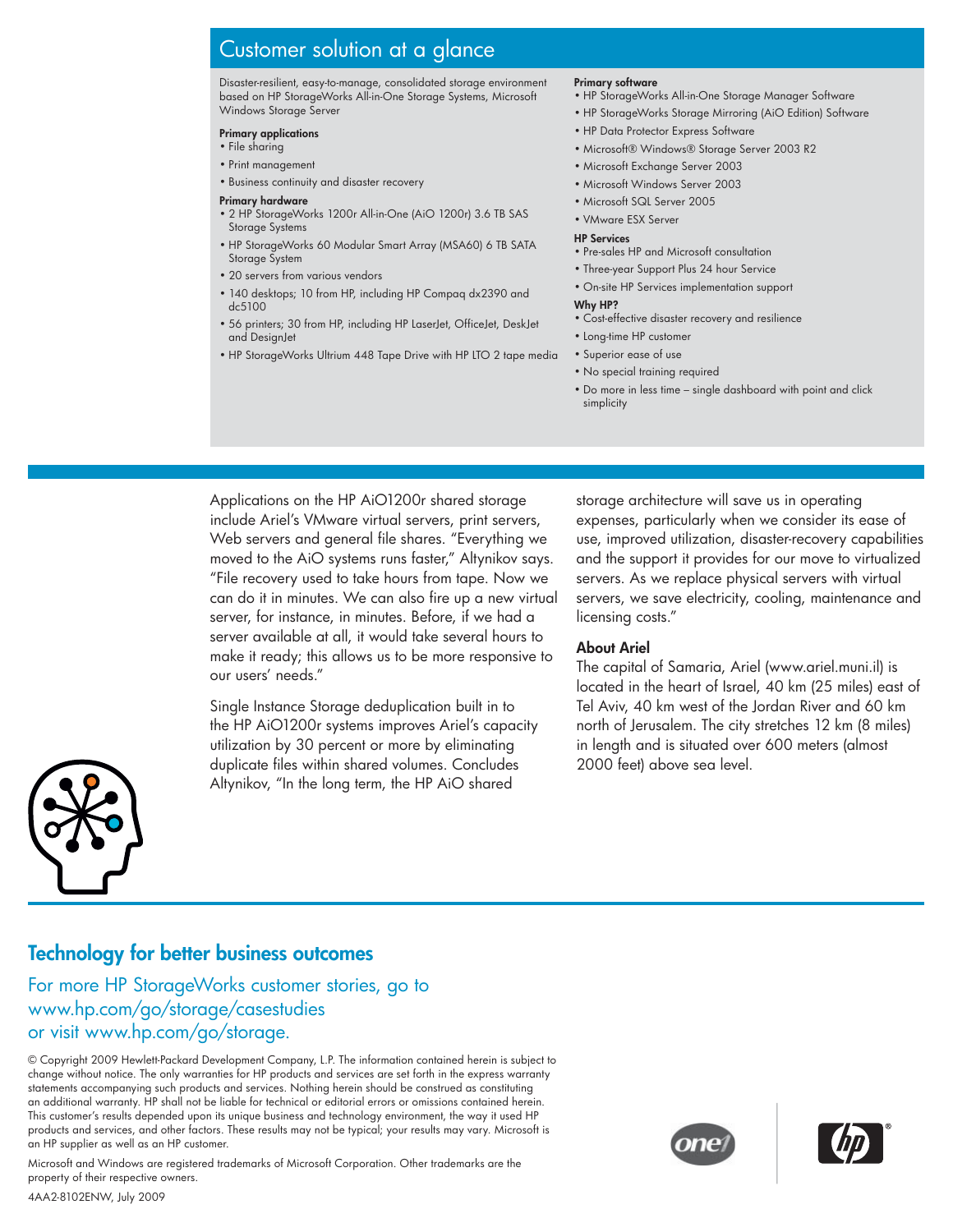## Customer solution at a glance

Disaster-resilient, easy-to-manage, consolidated storage environment based on HP StorageWorks All-in-One Storage Systems, Microsoft Windows Storage Server

**Primary applications**
- File sharing
- Print management
- Business continuity and disaster recovery

**Primary hardware**
- 2 HP StorageWorks 1200r All-in-One (AiO 1200r) 3.6 TB SAS Storage Systems
- HP StorageWorks 60 Modular Smart Array (MSA60) 6 TB SATA Storage System
- 20 servers from various vendors
- 140 desktops; 10 from HP, including HP Compaq dx2390 and dc5100
- 56 printers; 30 from HP, including HP LaserJet, OfficeJet, DeskJet and DesignJet
- HP StorageWorks Ultrium 448 Tape Drive with HP LTO 2 tape media

**Primary software**
- HP StorageWorks All-in-One Storage Manager Software
- HP StorageWorks Storage Mirroring (AiO Edition) Software
- HP Data Protector Express Software
- Microsoft® Windows® Storage Server 2003 R2
- Microsoft Exchange Server 2003
- Microsoft Windows Server 2003
- Microsoft SQL Server 2005
- VMware ESX Server

**HP Services**
- Pre-sales HP and Microsoft consultation
- Three-year Support Plus 24 hour Service
- On-site HP Services implementation support

**Why HP?**
- Cost-effective disaster recovery and resilience
- Long-time HP customer
- Superior ease of use
- No special training required
- Do more in less time – single dashboard with point and click simplicity

Applications on the HP AiO1200r shared storage include Ariel's VMware virtual servers, print servers, Web servers and general file shares. "Everything we moved to the AiO systems runs faster," Altynikov says. "File recovery used to take hours from tape. Now we can do it in minutes. We can also fire up a new virtual server, for instance, in minutes. Before, if we had a server available at all, it would take several hours to make it ready; this allows us to be more responsive to our users' needs."

Single Instance Storage deduplication built in to the HP AiO1200r systems improves Ariel's capacity utilization by 30 percent or more by eliminating duplicate files within shared volumes. Concludes Altynikov, "In the long term, the HP AiO shared storage architecture will save us in operating expenses, particularly when we consider its ease of use, improved utilization, disaster-recovery capabilities and the support it provides for our move to virtualized servers. As we replace physical servers with virtual servers, we save electricity, cooling, maintenance and licensing costs."

### About Ariel

The capital of Samaria, Ariel (www.ariel.muni.il) is located in the heart of Israel, 40 km (25 miles) east of Tel Aviv, 40 km west of the Jordan River and 60 km north of Jerusalem. The city stretches 12 km (8 miles) in length and is situated over 600 meters (almost 2000 feet) above sea level.

## Technology for better business outcomes

For more HP StorageWorks customer stories, go to www.hp.com/go/storage/casestudies or visit www.hp.com/go/storage.

© Copyright 2009 Hewlett-Packard Development Company, L.P. The information contained herein is subject to change without notice. The only warranties for HP products and services are set forth in the express warranty statements accompanying such products and services. Nothing herein should be construed as constituting an additional warranty. HP shall not be liable for technical or editorial errors or omissions contained herein. This customer's results depended upon its unique business and technology environment, the way it used HP products and services, and other factors. These results may not be typical; your results may vary. Microsoft is an HP supplier as well as an HP customer.

Microsoft and Windows are registered trademarks of Microsoft Corporation. Other trademarks are the property of their respective owners.

4AA2-8102ENW, July 2009